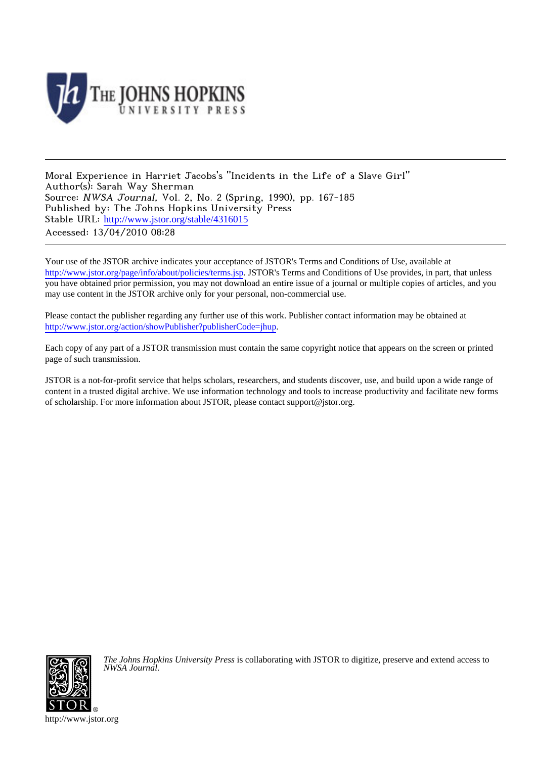Moral Experience in Harriet Jacobs's "Incidents in the Life of a Slave Girl"
Author(s): Sarah Way Sherman
Source: *NWSA Journal*, Vol. 2, No. 2 (Spring, 1990), pp. 167-185
Published by: The Johns Hopkins University Press
Stable URL: http://www.jstor.org/stable/4316015
Accessed: 13/04/2010 08:28

---

Your use of the JSTOR archive indicates your acceptance of JSTOR's Terms and Conditions of Use, available at http://www.jstor.org/page/info/about/policies/terms.jsp. JSTOR's Terms and Conditions of Use provides, in part, that unless you have obtained prior permission, you may not download an entire issue of a journal or multiple copies of articles, and you may use content in the JSTOR archive only for your personal, non-commercial use.

Please contact the publisher regarding any further use of this work. Publisher contact information may be obtained at http://www.jstor.org/action/showPublisher?publisherCode=jhup.

Each copy of any part of a JSTOR transmission must contain the same copyright notice that appears on the screen or printed page of such transmission.

JSTOR is a not-for-profit service that helps scholars, researchers, and students discover, use, and build upon a wide range of content in a trusted digital archive. We use information technology and tools to increase productivity and facilitate new forms of scholarship. For more information about JSTOR, please contact support@jstor.org.

*The Johns Hopkins University Press* is collaborating with JSTOR to digitize, preserve and extend access to *NWSA Journal.*

http://www.jstor.org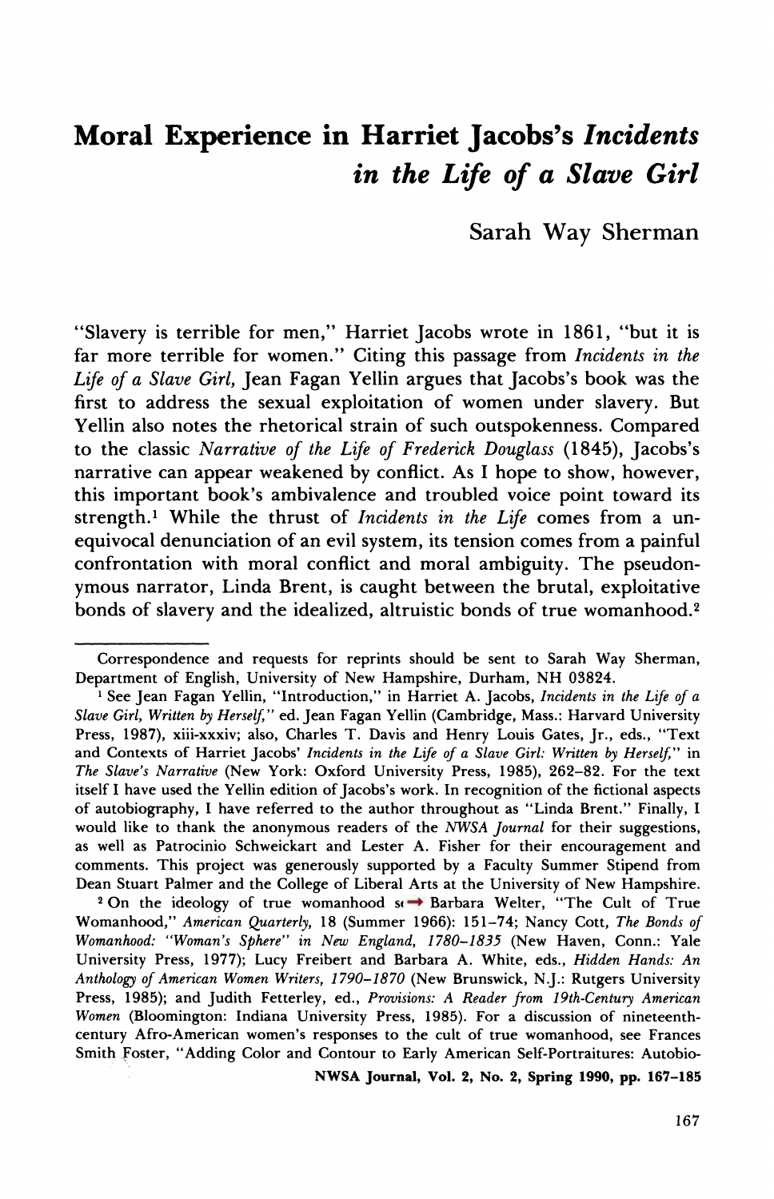# Moral Experience in Harriet Jacobs's *Incidents in the Life of a Slave Girl*

Sarah Way Sherman

"Slavery is terrible for men," Harriet Jacobs wrote in 1861, "but it is far more terrible for women." Citing this passage from *Incidents in the Life of a Slave Girl,* Jean Fagan Yellin argues that Jacobs's book was the first to address the sexual exploitation of women under slavery. But Yellin also notes the rhetorical strain of such outspokenness. Compared to the classic *Narrative of the Life of Frederick Douglass* (1845), Jacobs's narrative can appear weakened by conflict. As I hope to show, however, this important book's ambivalence and troubled voice point toward its strength.[1] While the thrust of *Incidents in the Life* comes from a unequivocal denunciation of an evil system, its tension comes from a painful confrontation with moral conflict and moral ambiguity. The pseudonymous narrator, Linda Brent, is caught between the brutal, exploitative bonds of slavery and the idealized, altruistic bonds of true womanhood.[2]

---

Correspondence and requests for reprints should be sent to Sarah Way Sherman, Department of English, University of New Hampshire, Durham, NH 03824.

[1] See Jean Fagan Yellin, "Introduction," in Harriet A. Jacobs, *Incidents in the Life of a Slave Girl, Written by Herself,"* ed. Jean Fagan Yellin (Cambridge, Mass.: Harvard University Press, 1987), xiii-xxxiv; also, Charles T. Davis and Henry Louis Gates, Jr., eds., "Text and Contexts of Harriet Jacobs' *Incidents in the Life of a Slave Girl: Written by Herself,*" in *The Slave's Narrative* (New York: Oxford University Press, 1985), 262–82. For the text itself I have used the Yellin edition of Jacobs's work. In recognition of the fictional aspects of autobiography, I have referred to the author throughout as "Linda Brent." Finally, I would like to thank the anonymous readers of the *NWSA Journal* for their suggestions, as well as Patrocinio Schweickart and Lester A. Fisher for their encouragement and comments. This project was generously supported by a Faculty Summer Stipend from Dean Stuart Palmer and the College of Liberal Arts at the University of New Hampshire.

[2] On the ideology of true womanhood see Barbara Welter, "The Cult of True Womanhood," *American Quarterly,* 18 (Summer 1966): 151–74; Nancy Cott, *The Bonds of Womanhood: "Woman's Sphere" in New England, 1780–1835* (New Haven, Conn.: Yale University Press, 1977); Lucy Freibert and Barbara A. White, eds., *Hidden Hands: An Anthology of American Women Writers, 1790–1870* (New Brunswick, N.J.: Rutgers University Press, 1985); and Judith Fetterley, ed., *Provisions: A Reader from 19th-Century American Women* (Bloomington: Indiana University Press, 1985). For a discussion of nineteenth-century Afro-American women's responses to the cult of true womanhood, see Frances Smith Foster, "Adding Color and Contour to Early American Self-Portraitures: Autobio-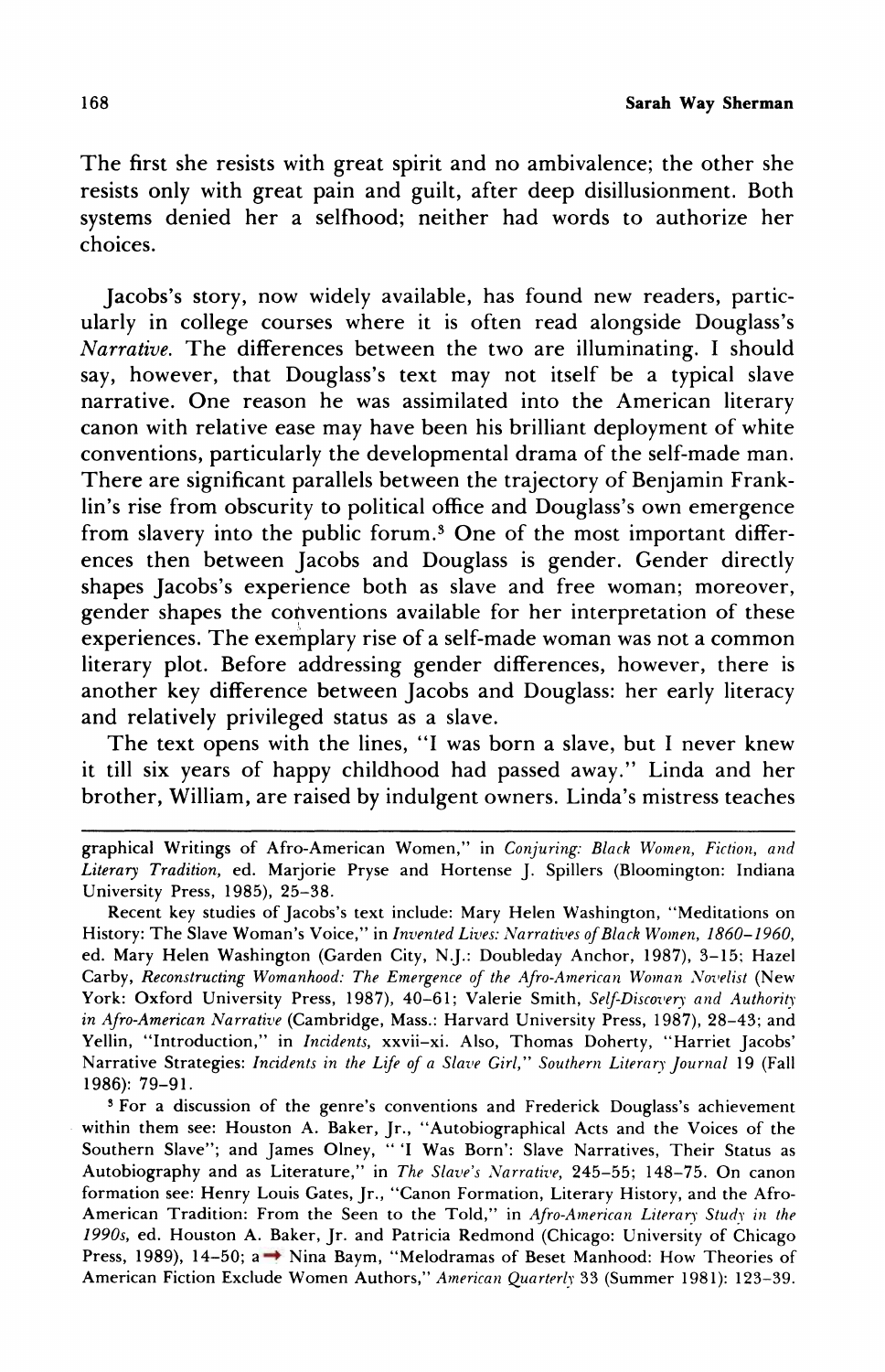The first she resists with great spirit and no ambivalence; the other she resists only with great pain and guilt, after deep disillusionment. Both systems denied her a selfhood; neither had words to authorize her choices.

Jacobs's story, now widely available, has found new readers, particularly in college courses where it is often read alongside Douglass's *Narrative*. The differences between the two are illuminating. I should say, however, that Douglass's text may not itself be a typical slave narrative. One reason he was assimilated into the American literary canon with relative ease may have been his brilliant deployment of white conventions, particularly the developmental drama of the self-made man. There are significant parallels between the trajectory of Benjamin Franklin's rise from obscurity to political office and Douglass's own emergence from slavery into the public forum.[5] One of the most important differences then between Jacobs and Douglass is gender. Gender directly shapes Jacobs's experience both as slave and free woman; moreover, gender shapes the conventions available for her interpretation of these experiences. The exemplary rise of a self-made woman was not a common literary plot. Before addressing gender differences, however, there is another key difference between Jacobs and Douglass: her early literacy and relatively privileged status as a slave.

The text opens with the lines, "I was born a slave, but I never knew it till six years of happy childhood had passed away." Linda and her brother, William, are raised by indulgent owners. Linda's mistress teaches

---

graphical Writings of Afro-American Women," in *Conjuring: Black Women, Fiction, and Literary Tradition*, ed. Marjorie Pryse and Hortense J. Spillers (Bloomington: Indiana University Press, 1985), 25–38.

Recent key studies of Jacobs's text include: Mary Helen Washington, "Meditations on History: The Slave Woman's Voice," in *Invented Lives: Narratives of Black Women, 1860–1960*, ed. Mary Helen Washington (Garden City, N.J.: Doubleday Anchor, 1987), 3–15; Hazel Carby, *Reconstructing Womanhood: The Emergence of the Afro-American Woman Novelist* (New York: Oxford University Press, 1987), 40–61; Valerie Smith, *Self-Discovery and Authority in Afro-American Narrative* (Cambridge, Mass.: Harvard University Press, 1987), 28–43; and Yellin, "Introduction," in *Incidents*, xxvii–xi. Also, Thomas Doherty, "Harriet Jacobs' Narrative Strategies: *Incidents in the Life of a Slave Girl*," *Southern Literary Journal* 19 (Fall 1986): 79–91.

[5] For a discussion of the genre's conventions and Frederick Douglass's achievement within them see: Houston A. Baker, Jr., "Autobiographical Acts and the Voices of the Southern Slave"; and James Olney, "'I Was Born': Slave Narratives, Their Status as Autobiography and as Literature," in *The Slave's Narrative*, 245–55; 148–75. On canon formation see: Henry Louis Gates, Jr., "Canon Formation, Literary History, and the Afro-American Tradition: From the Seen to the Told," in *Afro-American Literary Study in the 1990s*, ed. Houston A. Baker, Jr. and Patricia Redmond (Chicago: University of Chicago Press, 1989), 14–50; a Nina Baym, "Melodramas of Beset Manhood: How Theories of American Fiction Exclude Women Authors," *American Quarterly* 33 (Summer 1981): 123–39.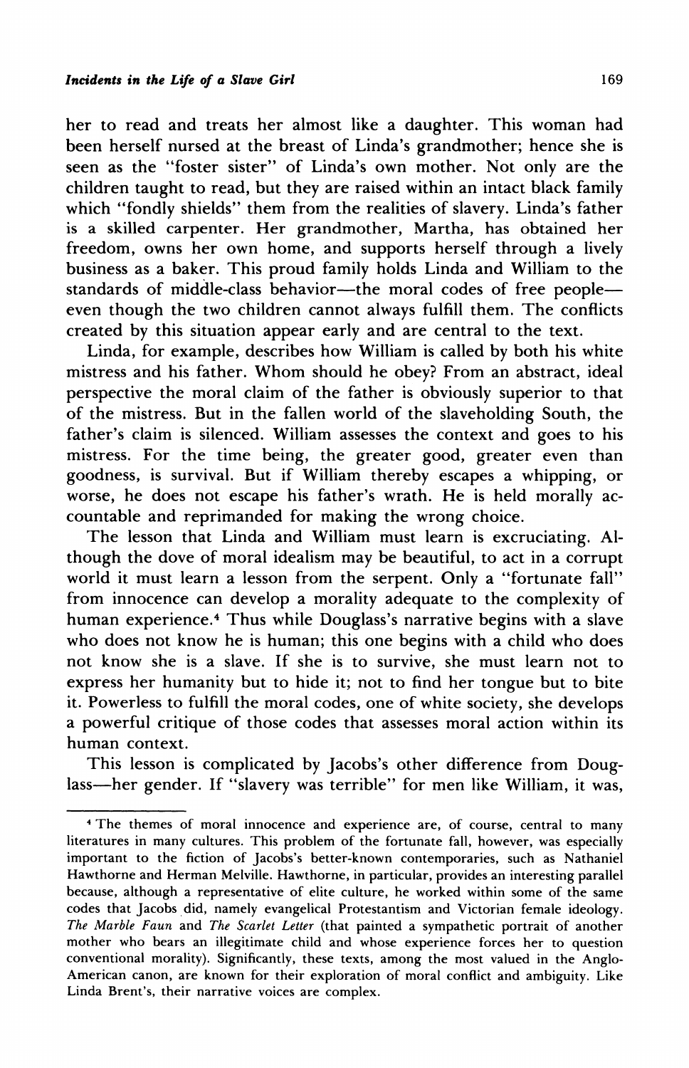her to read and treats her almost like a daughter. This woman had been herself nursed at the breast of Linda's grandmother; hence she is seen as the "foster sister" of Linda's own mother. Not only are the children taught to read, but they are raised within an intact black family which "fondly shields" them from the realities of slavery. Linda's father is a skilled carpenter. Her grandmother, Martha, has obtained her freedom, owns her own home, and supports herself through a lively business as a baker. This proud family holds Linda and William to the standards of middle-class behavior—the moral codes of free people—even though the two children cannot always fulfill them. The conflicts created by this situation appear early and are central to the text.

Linda, for example, describes how William is called by both his white mistress and his father. Whom should he obey? From an abstract, ideal perspective the moral claim of the father is obviously superior to that of the mistress. But in the fallen world of the slaveholding South, the father's claim is silenced. William assesses the context and goes to his mistress. For the time being, the greater good, greater even than goodness, is survival. But if William thereby escapes a whipping, or worse, he does not escape his father's wrath. He is held morally accountable and reprimanded for making the wrong choice.

The lesson that Linda and William must learn is excruciating. Although the dove of moral idealism may be beautiful, to act in a corrupt world it must learn a lesson from the serpent. Only a "fortunate fall" from innocence can develop a morality adequate to the complexity of human experience.[4] Thus while Douglass's narrative begins with a slave who does not know he is human; this one begins with a child who does not know she is a slave. If she is to survive, she must learn not to express her humanity but to hide it; not to find her tongue but to bite it. Powerless to fulfill the moral codes, one of white society, she develops a powerful critique of those codes that assesses moral action within its human context.

This lesson is complicated by Jacobs's other difference from Douglass—her gender. If "slavery was terrible" for men like William, it was,

---

[4] The themes of moral innocence and experience are, of course, central to many literatures in many cultures. This problem of the fortunate fall, however, was especially important to the fiction of Jacobs's better-known contemporaries, such as Nathaniel Hawthorne and Herman Melville. Hawthorne, in particular, provides an interesting parallel because, although a representative of elite culture, he worked within some of the same codes that Jacobs did, namely evangelical Protestantism and Victorian female ideology. *The Marble Faun* and *The Scarlet Letter* (that painted a sympathetic portrait of another mother who bears an illegitimate child and whose experience forces her to question conventional morality). Significantly, these texts, among the most valued in the Anglo-American canon, are known for their exploration of moral conflict and ambiguity. Like Linda Brent's, their narrative voices are complex.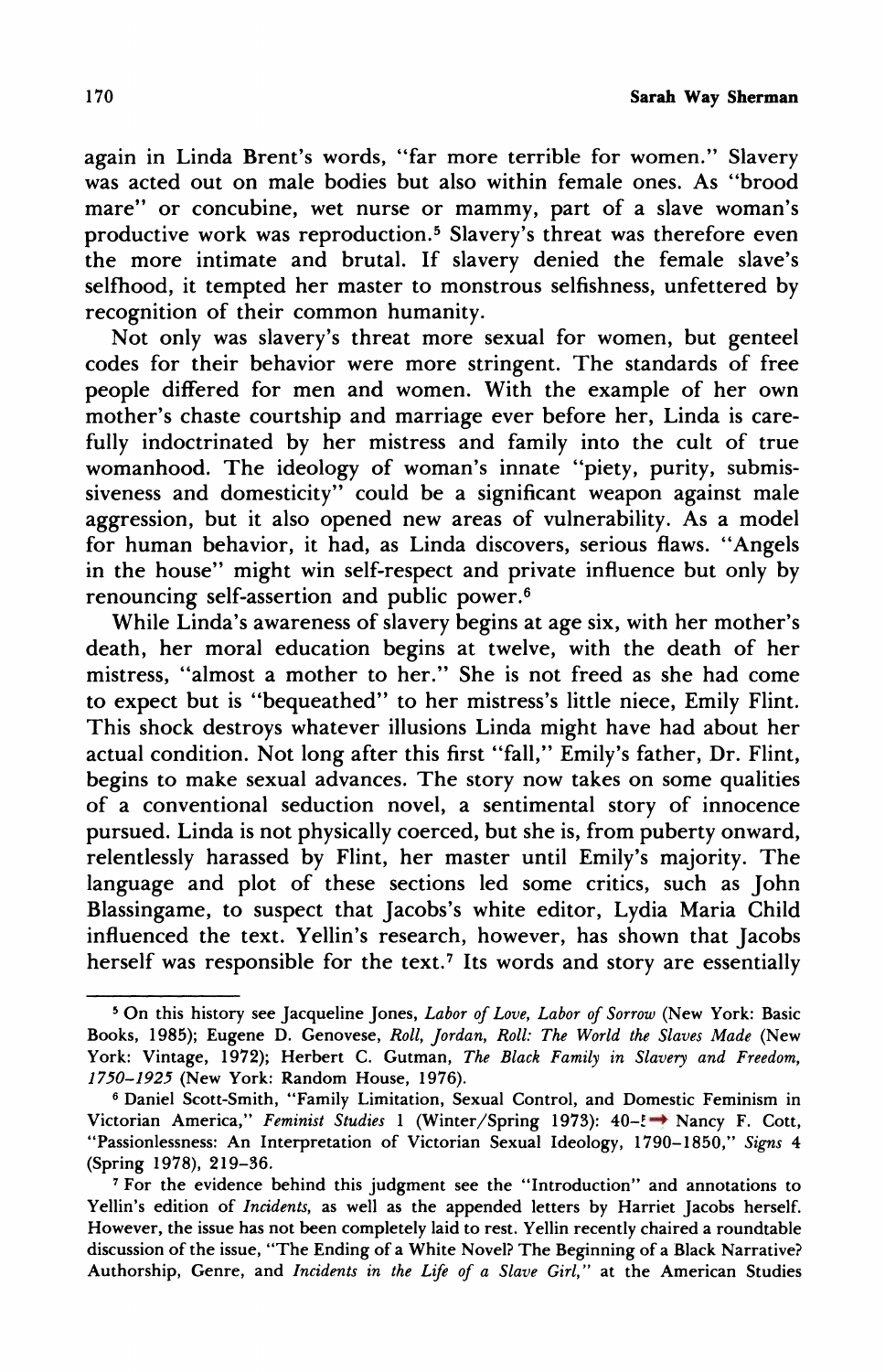again in Linda Brent's words, "far more terrible for women." Slavery was acted out on male bodies but also within female ones. As "brood mare" or concubine, wet nurse or mammy, part of a slave woman's productive work was reproduction.[5] Slavery's threat was therefore even the more intimate and brutal. If slavery denied the female slave's selfhood, it tempted her master to monstrous selfishness, unfettered by recognition of their common humanity.

Not only was slavery's threat more sexual for women, but genteel codes for their behavior were more stringent. The standards of free people differed for men and women. With the example of her own mother's chaste courtship and marriage ever before her, Linda is carefully indoctrinated by her mistress and family into the cult of true womanhood. The ideology of woman's innate "piety, purity, submissiveness and domesticity" could be a significant weapon against male aggression, but it also opened new areas of vulnerability. As a model for human behavior, it had, as Linda discovers, serious flaws. "Angels in the house" might win self-respect and private influence but only by renouncing self-assertion and public power.[6]

While Linda's awareness of slavery begins at age six, with her mother's death, her moral education begins at twelve, with the death of her mistress, "almost a mother to her." She is not freed as she had come to expect but is "bequeathed" to her mistress's little niece, Emily Flint. This shock destroys whatever illusions Linda might have had about her actual condition. Not long after this first "fall," Emily's father, Dr. Flint, begins to make sexual advances. The story now takes on some qualities of a conventional seduction novel, a sentimental story of innocence pursued. Linda is not physically coerced, but she is, from puberty onward, relentlessly harassed by Flint, her master until Emily's majority. The language and plot of these sections led some critics, such as John Blassingame, to suspect that Jacobs's white editor, Lydia Maria Child influenced the text. Yellin's research, however, has shown that Jacobs herself was responsible for the text.[7] Its words and story are essentially

---

[5] On this history see Jacqueline Jones, *Labor of Love, Labor of Sorrow* (New York: Basic Books, 1985); Eugene D. Genovese, *Roll, Jordan, Roll: The World the Slaves Made* (New York: Vintage, 1972); Herbert C. Gutman, *The Black Family in Slavery and Freedom, 1750–1925* (New York: Random House, 1976).

[6] Daniel Scott-Smith, "Family Limitation, Sexual Control, and Domestic Feminism in Victorian America," *Feminist Studies* 1 (Winter/Spring 1973): 40–5; Nancy F. Cott, "Passionlessness: An Interpretation of Victorian Sexual Ideology, 1790–1850," *Signs* 4 (Spring 1978), 219–36.

[7] For the evidence behind this judgment see the "Introduction" and annotations to Yellin's edition of *Incidents*, as well as the appended letters by Harriet Jacobs herself. However, the issue has not been completely laid to rest. Yellin recently chaired a roundtable discussion of the issue, "The Ending of a White Novel? The Beginning of a Black Narrative? Authorship, Genre, and *Incidents in the Life of a Slave Girl*," at the American Studies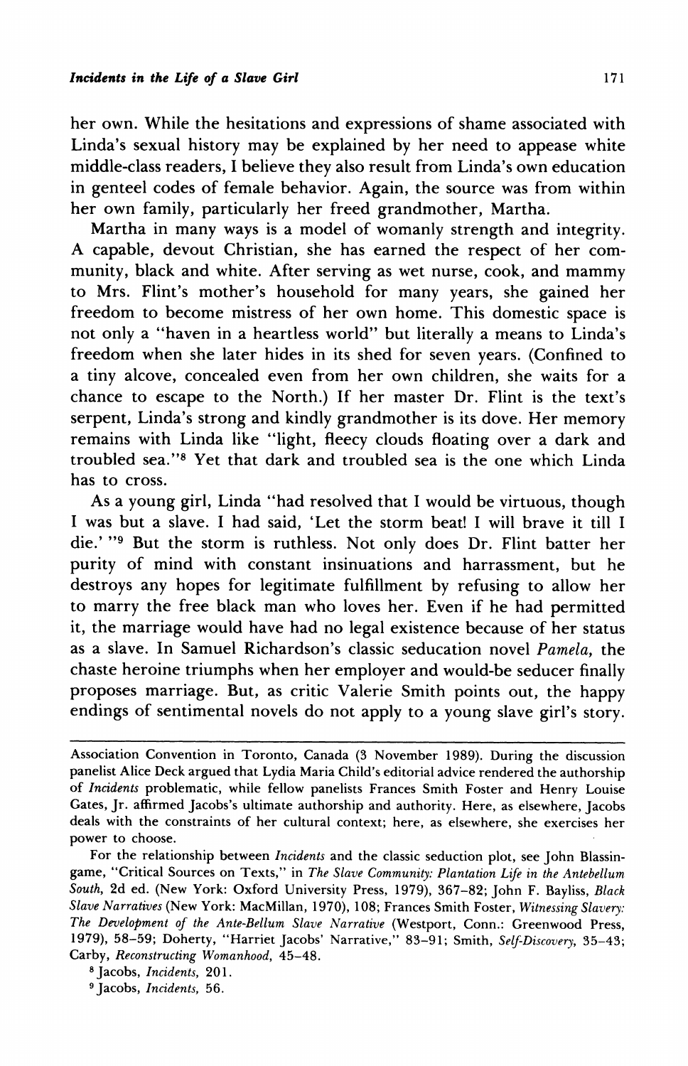her own. While the hesitations and expressions of shame associated with Linda's sexual history may be explained by her need to appease white middle-class readers, I believe they also result from Linda's own education in genteel codes of female behavior. Again, the source was from within her own family, particularly her freed grandmother, Martha.

Martha in many ways is a model of womanly strength and integrity. A capable, devout Christian, she has earned the respect of her community, black and white. After serving as wet nurse, cook, and mammy to Mrs. Flint's mother's household for many years, she gained her freedom to become mistress of her own home. This domestic space is not only a "haven in a heartless world" but literally a means to Linda's freedom when she later hides in its shed for seven years. (Confined to a tiny alcove, concealed even from her own children, she waits for a chance to escape to the North.) If her master Dr. Flint is the text's serpent, Linda's strong and kindly grandmother is its dove. Her memory remains with Linda like "light, fleecy clouds floating over a dark and troubled sea."[8] Yet that dark and troubled sea is the one which Linda has to cross.

As a young girl, Linda "had resolved that I would be virtuous, though I was but a slave. I had said, 'Let the storm beat! I will brave it till I die.' "[9] But the storm is ruthless. Not only does Dr. Flint batter her purity of mind with constant insinuations and harrassment, but he destroys any hopes for legitimate fulfillment by refusing to allow her to marry the free black man who loves her. Even if he had permitted it, the marriage would have had no legal existence because of her status as a slave. In Samuel Richardson's classic seducation novel *Pamela,* the chaste heroine triumphs when her employer and would-be seducer finally proposes marriage. But, as critic Valerie Smith points out, the happy endings of sentimental novels do not apply to a young slave girl's story.

---

Association Convention in Toronto, Canada (3 November 1989). During the discussion panelist Alice Deck argued that Lydia Maria Child's editorial advice rendered the authorship of *Incidents* problematic, while fellow panelists Frances Smith Foster and Henry Louise Gates, Jr. affirmed Jacobs's ultimate authorship and authority. Here, as elsewhere, Jacobs deals with the constraints of her cultural context; here, as elsewhere, she exercises her power to choose.

For the relationship between *Incidents* and the classic seduction plot, see John Blassingame, "Critical Sources on Texts," in *The Slave Community: Plantation Life in the Antebellum South,* 2d ed. (New York: Oxford University Press, 1979), 367–82; John F. Bayliss, *Black Slave Narratives* (New York: MacMillan, 1970), 108; Frances Smith Foster, *Witnessing Slavery: The Development of the Ante-Bellum Slave Narrative* (Westport, Conn.: Greenwood Press, 1979), 58–59; Doherty, "Harriet Jacobs' Narrative," 83–91; Smith, *Self-Discovery,* 35–43; Carby, *Reconstructing Womanhood,* 45–48.

[8] Jacobs, *Incidents,* 201.

[9] Jacobs, *Incidents,* 56.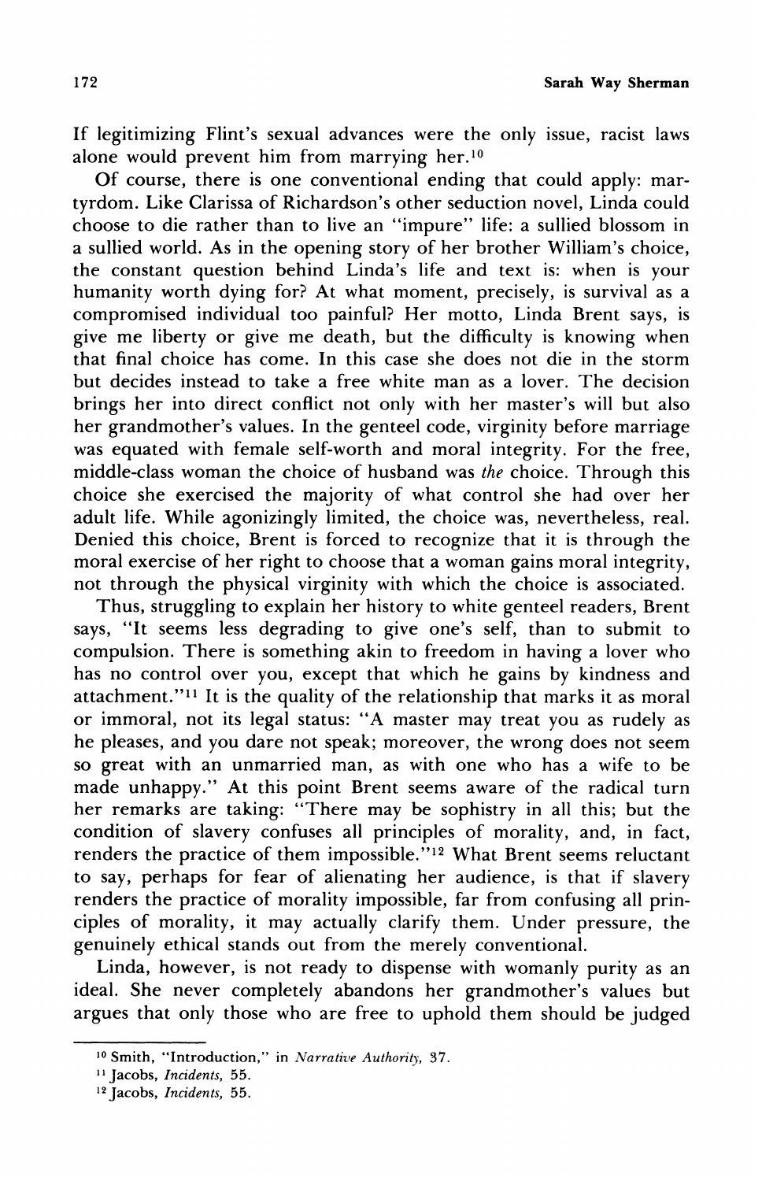If legitimizing Flint's sexual advances were the only issue, racist laws alone would prevent him from marrying her.[10]

Of course, there is one conventional ending that could apply: martyrdom. Like Clarissa of Richardson's other seduction novel, Linda could choose to die rather than to live an "impure" life: a sullied blossom in a sullied world. As in the opening story of her brother William's choice, the constant question behind Linda's life and text is: when is your humanity worth dying for? At what moment, precisely, is survival as a compromised individual too painful? Her motto, Linda Brent says, is give me liberty or give me death, but the difficulty is knowing when that final choice has come. In this case she does not die in the storm but decides instead to take a free white man as a lover. The decision brings her into direct conflict not only with her master's will but also her grandmother's values. In the genteel code, virginity before marriage was equated with female self-worth and moral integrity. For the free, middle-class woman the choice of husband was *the* choice. Through this choice she exercised the majority of what control she had over her adult life. While agonizingly limited, the choice was, nevertheless, real. Denied this choice, Brent is forced to recognize that it is through the moral exercise of her right to choose that a woman gains moral integrity, not through the physical virginity with which the choice is associated.

Thus, struggling to explain her history to white genteel readers, Brent says, "It seems less degrading to give one's self, than to submit to compulsion. There is something akin to freedom in having a lover who has no control over you, except that which he gains by kindness and attachment."[11] It is the quality of the relationship that marks it as moral or immoral, not its legal status: "A master may treat you as rudely as he pleases, and you dare not speak; moreover, the wrong does not seem so great with an unmarried man, as with one who has a wife to be made unhappy." At this point Brent seems aware of the radical turn her remarks are taking: "There may be sophistry in all this; but the condition of slavery confuses all principles of morality, and, in fact, renders the practice of them impossible."[12] What Brent seems reluctant to say, perhaps for fear of alienating her audience, is that if slavery renders the practice of morality impossible, far from confusing all principles of morality, it may actually clarify them. Under pressure, the genuinely ethical stands out from the merely conventional.

Linda, however, is not ready to dispense with womanly purity as an ideal. She never completely abandons her grandmother's values but argues that only those who are free to uphold them should be judged

---

[10] Smith, "Introduction," in *Narrative Authority*, 37.

[11] Jacobs, *Incidents*, 55.

[12] Jacobs, *Incidents*, 55.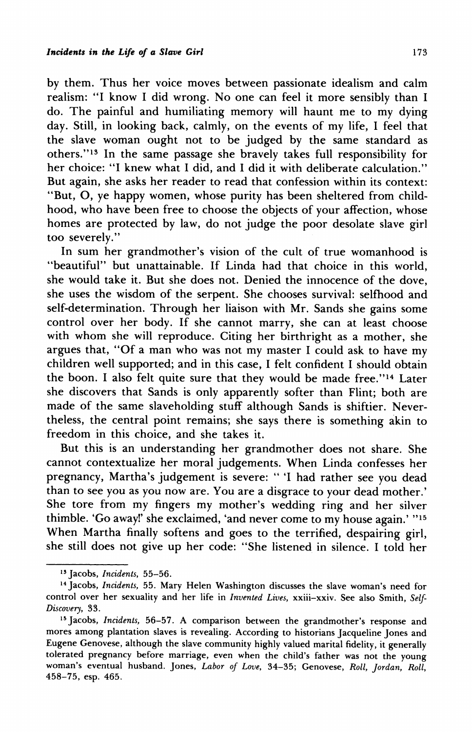by them. Thus her voice moves between passionate idealism and calm realism: "I know I did wrong. No one can feel it more sensibly than I do. The painful and humiliating memory will haunt me to my dying day. Still, in looking back, calmly, on the events of my life, I feel that the slave woman ought not to be judged by the same standard as others."[13] In the same passage she bravely takes full responsibility for her choice: "I knew what I did, and I did it with deliberate calculation." But again, she asks her reader to read that confession within its context: "But, O, ye happy women, whose purity has been sheltered from childhood, who have been free to choose the objects of your affection, whose homes are protected by law, do not judge the poor desolate slave girl too severely."

In sum her grandmother's vision of the cult of true womanhood is "beautiful" but unattainable. If Linda had that choice in this world, she would take it. But she does not. Denied the innocence of the dove, she uses the wisdom of the serpent. She chooses survival: selfhood and self-determination. Through her liaison with Mr. Sands she gains some control over her body. If she cannot marry, she can at least choose with whom she will reproduce. Citing her birthright as a mother, she argues that, "Of a man who was not my master I could ask to have my children well supported; and in this case, I felt confident I should obtain the boon. I also felt quite sure that they would be made free."[14] Later she discovers that Sands is only apparently softer than Flint; both are made of the same slaveholding stuff although Sands is shiftier. Nevertheless, the central point remains; she says there is something akin to freedom in this choice, and she takes it.

But this is an understanding her grandmother does not share. She cannot contextualize her moral judgements. When Linda confesses her pregnancy, Martha's judgement is severe: " 'I had rather see you dead than to see you as you now are. You are a disgrace to your dead mother.' She tore from my fingers my mother's wedding ring and her silver thimble. 'Go away!' she exclaimed, 'and never come to my house again.' "[15] When Martha finally softens and goes to the terrified, despairing girl, she still does not give up her code: "She listened in silence. I told her

---

[13] Jacobs, *Incidents*, 55–56.

[14] Jacobs, *Incidents*, 55. Mary Helen Washington discusses the slave woman's need for control over her sexuality and her life in *Invented Lives*, xxiii–xxiv. See also Smith, *Self-Discovery*, 33.

[15] Jacobs, *Incidents*, 56–57. A comparison between the grandmother's response and mores among plantation slaves is revealing. According to historians Jacqueline Jones and Eugene Genovese, although the slave community highly valued marital fidelity, it generally tolerated pregnancy before marriage, even when the child's father was not the young woman's eventual husband. Jones, *Labor of Love*, 34–35; Genovese, *Roll, Jordan, Roll*, 458–75, esp. 465.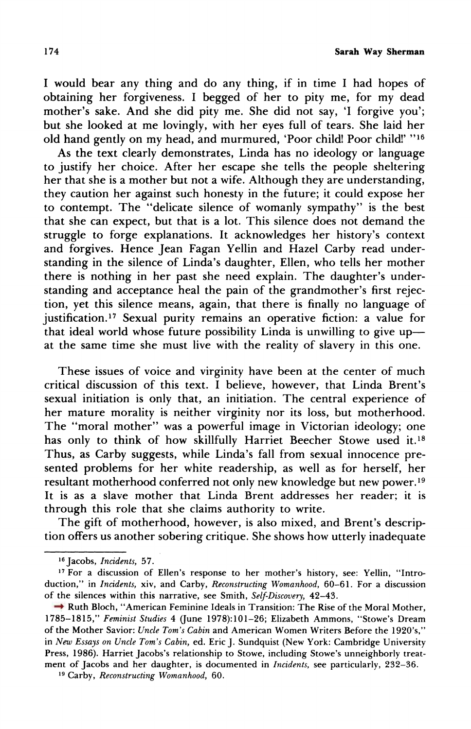I would bear any thing and do any thing, if in time I had hopes of obtaining her forgiveness. I begged of her to pity me, for my dead mother's sake. And she did pity me. She did not say, 'I forgive you'; but she looked at me lovingly, with her eyes full of tears. She laid her old hand gently on my head, and murmured, 'Poor child! Poor child!' "[16]

As the text clearly demonstrates, Linda has no ideology or language to justify her choice. After her escape she tells the people sheltering her that she is a mother but not a wife. Although they are understanding, they caution her against such honesty in the future; it could expose her to contempt. The "delicate silence of womanly sympathy" is the best that she can expect, but that is a lot. This silence does not demand the struggle to forge explanations. It acknowledges her history's context and forgives. Hence Jean Fagan Yellin and Hazel Carby read understanding in the silence of Linda's daughter, Ellen, who tells her mother there is nothing in her past she need explain. The daughter's understanding and acceptance heal the pain of the grandmother's first rejection, yet this silence means, again, that there is finally no language of justification.[17] Sexual purity remains an operative fiction: a value for that ideal world whose future possibility Linda is unwilling to give up—at the same time she must live with the reality of slavery in this one.

These issues of voice and virginity have been at the center of much critical discussion of this text. I believe, however, that Linda Brent's sexual initiation is only that, an initiation. The central experience of her mature morality is neither virginity nor its loss, but motherhood. The "moral mother" was a powerful image in Victorian ideology; one has only to think of how skillfully Harriet Beecher Stowe used it.[18] Thus, as Carby suggests, while Linda's fall from sexual innocence presented problems for her white readership, as well as for herself, her resultant motherhood conferred not only new knowledge but new power.[19] It is as a slave mother that Linda Brent addresses her reader; it is through this role that she claims authority to write.

The gift of motherhood, however, is also mixed, and Brent's description offers us another sobering critique. She shows how utterly inadequate

---

[16] Jacobs, *Incidents*, 57.

[17] For a discussion of Ellen's response to her mother's history, see: Yellin, "Introduction," in *Incidents*, xiv, and Carby, *Reconstructing Womanhood*, 60–61. For a discussion of the silences within this narrative, see Smith, *Self-Discovery*, 42–43.

[18] Ruth Bloch, "American Feminine Ideals in Transition: The Rise of the Moral Mother, 1785–1815," *Feminist Studies* 4 (June 1978):101–26; Elizabeth Ammons, "Stowe's Dream of the Mother Savior: *Uncle Tom's Cabin* and American Women Writers Before the 1920's," in *New Essays on Uncle Tom's Cabin*, ed. Eric J. Sundquist (New York: Cambridge University Press, 1986). Harriet Jacobs's relationship to Stowe, including Stowe's unneighborly treatment of Jacobs and her daughter, is documented in *Incidents*, see particularly, 232–36.

[19] Carby, *Reconstructing Womanhood*, 60.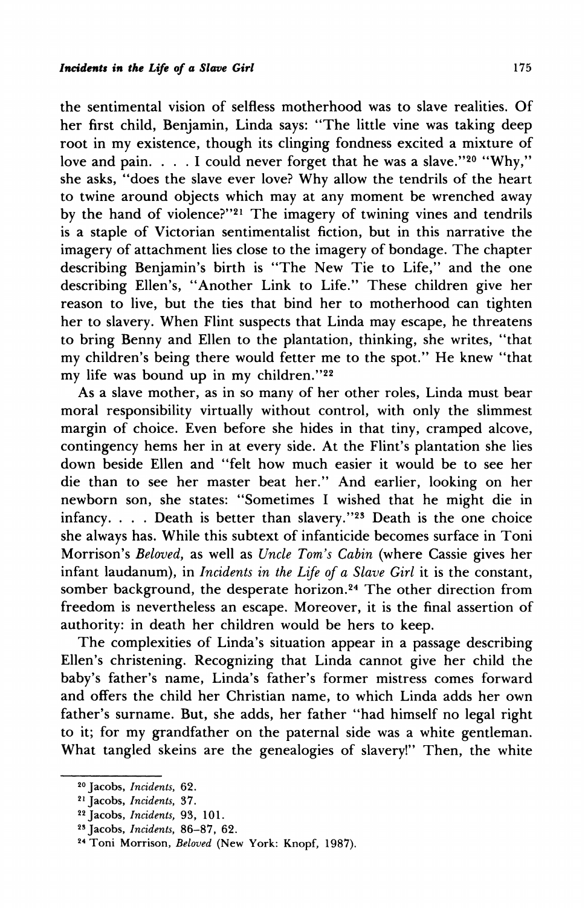the sentimental vision of selfless motherhood was to slave realities. Of her first child, Benjamin, Linda says: "The little vine was taking deep root in my existence, though its clinging fondness excited a mixture of love and pain. . . . I could never forget that he was a slave."[20] "Why," she asks, "does the slave ever love? Why allow the tendrils of the heart to twine around objects which may at any moment be wrenched away by the hand of violence?"[21] The imagery of twining vines and tendrils is a staple of Victorian sentimentalist fiction, but in this narrative the imagery of attachment lies close to the imagery of bondage. The chapter describing Benjamin's birth is "The New Tie to Life," and the one describing Ellen's, "Another Link to Life." These children give her reason to live, but the ties that bind her to motherhood can tighten her to slavery. When Flint suspects that Linda may escape, he threatens to bring Benny and Ellen to the plantation, thinking, she writes, "that my children's being there would fetter me to the spot." He knew "that my life was bound up in my children."[22]

As a slave mother, as in so many of her other roles, Linda must bear moral responsibility virtually without control, with only the slimmest margin of choice. Even before she hides in that tiny, cramped alcove, contingency hems her in at every side. At the Flint's plantation she lies down beside Ellen and "felt how much easier it would be to see her die than to see her master beat her." And earlier, looking on her newborn son, she states: "Sometimes I wished that he might die in infancy. . . . Death is better than slavery."[23] Death is the one choice she always has. While this subtext of infanticide becomes surface in Toni Morrison's *Beloved*, as well as *Uncle Tom's Cabin* (where Cassie gives her infant laudanum), in *Incidents in the Life of a Slave Girl* it is the constant, somber background, the desperate horizon.[24] The other direction from freedom is nevertheless an escape. Moreover, it is the final assertion of authority: in death her children would be hers to keep.

The complexities of Linda's situation appear in a passage describing Ellen's christening. Recognizing that Linda cannot give her child the baby's father's name, Linda's father's former mistress comes forward and offers the child her Christian name, to which Linda adds her own father's surname. But, she adds, her father "had himself no legal right to it; for my grandfather on the paternal side was a white gentleman. What tangled skeins are the genealogies of slavery!" Then, the white

---

[20] Jacobs, *Incidents*, 62.

[21] Jacobs, *Incidents*, 37.

[22] Jacobs, *Incidents*, 93, 101.

[23] Jacobs, *Incidents*, 86–87, 62.

[24] Toni Morrison, *Beloved* (New York: Knopf, 1987).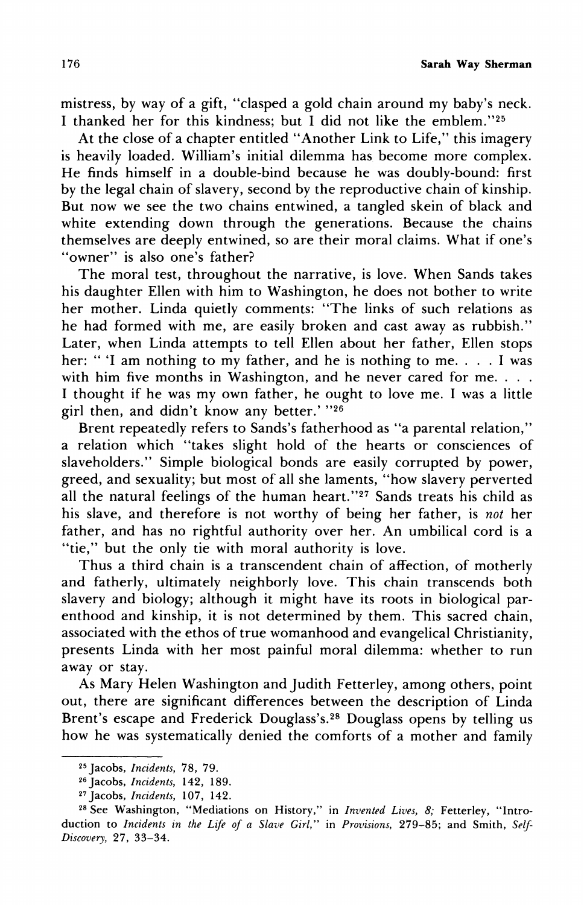mistress, by way of a gift, "clasped a gold chain around my baby's neck. I thanked her for this kindness; but I did not like the emblem."[25]

At the close of a chapter entitled "Another Link to Life," this imagery is heavily loaded. William's initial dilemma has become more complex. He finds himself in a double-bind because he was doubly-bound: first by the legal chain of slavery, second by the reproductive chain of kinship. But now we see the two chains entwined, a tangled skein of black and white extending down through the generations. Because the chains themselves are deeply entwined, so are their moral claims. What if one's "owner" is also one's father?

The moral test, throughout the narrative, is love. When Sands takes his daughter Ellen with him to Washington, he does not bother to write her mother. Linda quietly comments: "The links of such relations as he had formed with me, are easily broken and cast away as rubbish." Later, when Linda attempts to tell Ellen about her father, Ellen stops her: " 'I am nothing to my father, and he is nothing to me. . . . I was with him five months in Washington, and he never cared for me. . . . I thought if he was my own father, he ought to love me. I was a little girl then, and didn't know any better.' "[26]

Brent repeatedly refers to Sands's fatherhood as "a parental relation," a relation which "takes slight hold of the hearts or consciences of slaveholders." Simple biological bonds are easily corrupted by power, greed, and sexuality; but most of all she laments, "how slavery perverted all the natural feelings of the human heart."[27] Sands treats his child as his slave, and therefore is not worthy of being her father, is *not* her father, and has no rightful authority over her. An umbilical cord is a "tie," but the only tie with moral authority is love.

Thus a third chain is a transcendent chain of affection, of motherly and fatherly, ultimately neighborly love. This chain transcends both slavery and biology; although it might have its roots in biological parenthood and kinship, it is not determined by them. This sacred chain, associated with the ethos of true womanhood and evangelical Christianity, presents Linda with her most painful moral dilemma: whether to run away or stay.

As Mary Helen Washington and Judith Fetterley, among others, point out, there are significant differences between the description of Linda Brent's escape and Frederick Douglass's.[28] Douglass opens by telling us how he was systematically denied the comforts of a mother and family

---

[25] Jacobs, *Incidents*, 78, 79.

[26] Jacobs, *Incidents*, 142, 189.

[27] Jacobs, *Incidents*, 107, 142.

[28] See Washington, "Mediations on History," in *Invented Lives*, 8; Fetterley, "Introduction to *Incidents in the Life of a Slave Girl*," in *Provisions*, 279–85; and Smith, *Self-Discovery*, 27, 33–34.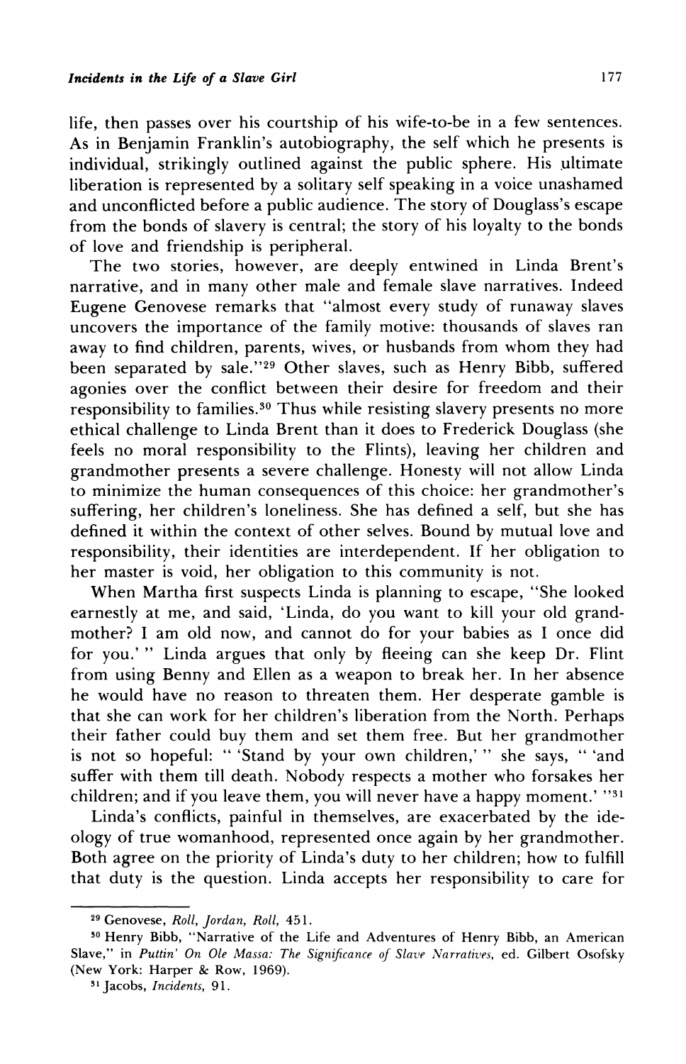life, then passes over his courtship of his wife-to-be in a few sentences. As in Benjamin Franklin's autobiography, the self which he presents is individual, strikingly outlined against the public sphere. His ultimate liberation is represented by a solitary self speaking in a voice unashamed and unconflicted before a public audience. The story of Douglass's escape from the bonds of slavery is central; the story of his loyalty to the bonds of love and friendship is peripheral.

The two stories, however, are deeply entwined in Linda Brent's narrative, and in many other male and female slave narratives. Indeed Eugene Genovese remarks that "almost every study of runaway slaves uncovers the importance of the family motive: thousands of slaves ran away to find children, parents, wives, or husbands from whom they had been separated by sale."[29] Other slaves, such as Henry Bibb, suffered agonies over the conflict between their desire for freedom and their responsibility to families.[30] Thus while resisting slavery presents no more ethical challenge to Linda Brent than it does to Frederick Douglass (she feels no moral responsibility to the Flints), leaving her children and grandmother presents a severe challenge. Honesty will not allow Linda to minimize the human consequences of this choice: her grandmother's suffering, her children's loneliness. She has defined a self, but she has defined it within the context of other selves. Bound by mutual love and responsibility, their identities are interdependent. If her obligation to her master is void, her obligation to this community is not.

When Martha first suspects Linda is planning to escape, "She looked earnestly at me, and said, 'Linda, do you want to kill your old grandmother? I am old now, and cannot do for your babies as I once did for you.'" Linda argues that only by fleeing can she keep Dr. Flint from using Benny and Ellen as a weapon to break her. In her absence he would have no reason to threaten them. Her desperate gamble is that she can work for her children's liberation from the North. Perhaps their father could buy them and set them free. But her grandmother is not so hopeful: "'Stand by your own children,'" she says, "'and suffer with them till death. Nobody respects a mother who forsakes her children; and if you leave them, you will never have a happy moment.'"[31]

Linda's conflicts, painful in themselves, are exacerbated by the ideology of true womanhood, represented once again by her grandmother. Both agree on the priority of Linda's duty to her children; how to fulfill that duty is the question. Linda accepts her responsibility to care for

---

[29] Genovese, *Roll, Jordan, Roll*, 451.

[30] Henry Bibb, "Narrative of the Life and Adventures of Henry Bibb, an American Slave," in *Puttin' On Ole Massa: The Significance of Slave Narratives*, ed. Gilbert Osofsky (New York: Harper & Row, 1969).

[31] Jacobs, *Incidents*, 91.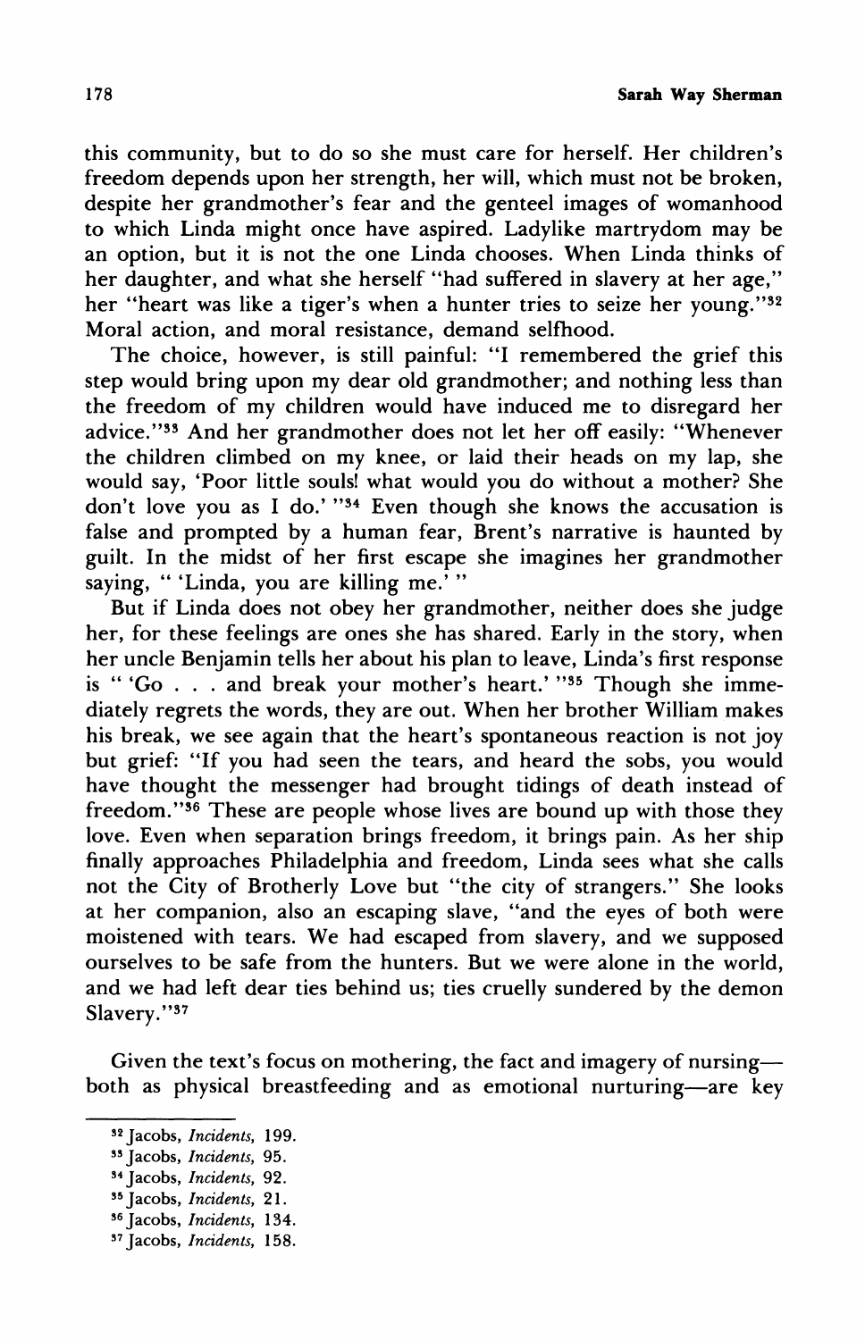this community, but to do so she must care for herself. Her children's freedom depends upon her strength, her will, which must not be broken, despite her grandmother's fear and the genteel images of womanhood to which Linda might once have aspired. Ladylike martrydom may be an option, but it is not the one Linda chooses. When Linda thinks of her daughter, and what she herself "had suffered in slavery at her age," her "heart was like a tiger's when a hunter tries to seize her young."[32] Moral action, and moral resistance, demand selfhood.

The choice, however, is still painful: "I remembered the grief this step would bring upon my dear old grandmother; and nothing less than the freedom of my children would have induced me to disregard her advice."[33] And her grandmother does not let her off easily: "Whenever the children climbed on my knee, or laid their heads on my lap, she would say, 'Poor little souls! what would you do without a mother? She don't love you as I do.' "[34] Even though she knows the accusation is false and prompted by a human fear, Brent's narrative is haunted by guilt. In the midst of her first escape she imagines her grandmother saying, " 'Linda, you are killing me.' "

But if Linda does not obey her grandmother, neither does she judge her, for these feelings are ones she has shared. Early in the story, when her uncle Benjamin tells her about his plan to leave, Linda's first response is " 'Go . . . and break your mother's heart.' "[35] Though she immediately regrets the words, they are out. When her brother William makes his break, we see again that the heart's spontaneous reaction is not joy but grief: "If you had seen the tears, and heard the sobs, you would have thought the messenger had brought tidings of death instead of freedom."[36] These are people whose lives are bound up with those they love. Even when separation brings freedom, it brings pain. As her ship finally approaches Philadelphia and freedom, Linda sees what she calls not the City of Brotherly Love but "the city of strangers." She looks at her companion, also an escaping slave, "and the eyes of both were moistened with tears. We had escaped from slavery, and we supposed ourselves to be safe from the hunters. But we were alone in the world, and we had left dear ties behind us; ties cruelly sundered by the demon Slavery."[37]

Given the text's focus on mothering, the fact and imagery of nursing—both as physical breastfeeding and as emotional nurturing—are key

---

[32] Jacobs, *Incidents*, 199.

[33] Jacobs, *Incidents*, 95.

[34] Jacobs, *Incidents*, 92.

[35] Jacobs, *Incidents*, 21.

[36] Jacobs, *Incidents*, 134.

[37] Jacobs, *Incidents*, 158.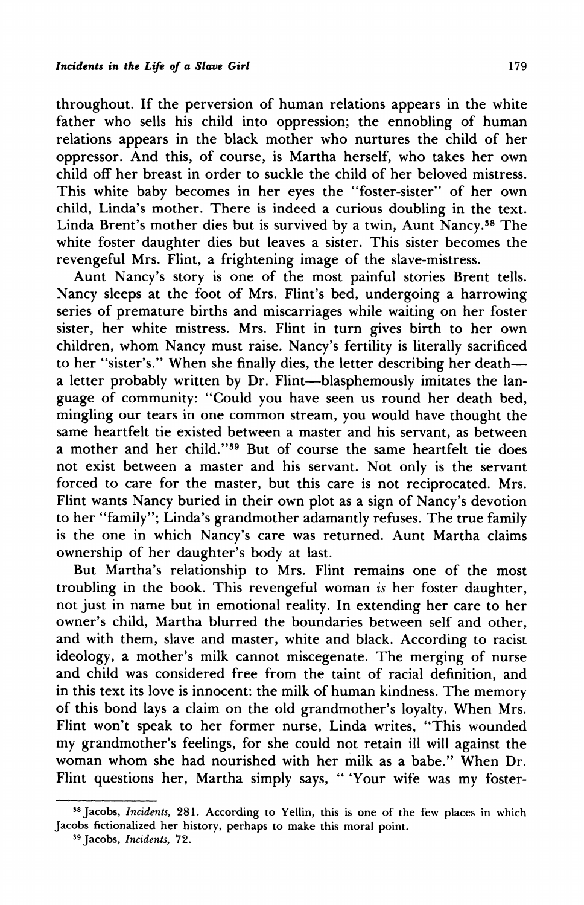throughout. If the perversion of human relations appears in the white father who sells his child into oppression; the ennobling of human relations appears in the black mother who nurtures the child of her oppressor. And this, of course, is Martha herself, who takes her own child off her breast in order to suckle the child of her beloved mistress. This white baby becomes in her eyes the "foster-sister" of her own child, Linda's mother. There is indeed a curious doubling in the text. Linda Brent's mother dies but is survived by a twin, Aunt Nancy.[38] The white foster daughter dies but leaves a sister. This sister becomes the revengeful Mrs. Flint, a frightening image of the slave-mistress.

Aunt Nancy's story is one of the most painful stories Brent tells. Nancy sleeps at the foot of Mrs. Flint's bed, undergoing a harrowing series of premature births and miscarriages while waiting on her foster sister, her white mistress. Mrs. Flint in turn gives birth to her own children, whom Nancy must raise. Nancy's fertility is literally sacrificed to her "sister's." When she finally dies, the letter describing her death—a letter probably written by Dr. Flint—blasphemously imitates the language of community: "Could you have seen us round her death bed, mingling our tears in one common stream, you would have thought the same heartfelt tie existed between a master and his servant, as between a mother and her child."[39] But of course the same heartfelt tie does not exist between a master and his servant. Not only is the servant forced to care for the master, but this care is not reciprocated. Mrs. Flint wants Nancy buried in their own plot as a sign of Nancy's devotion to her "family"; Linda's grandmother adamantly refuses. The true family is the one in which Nancy's care was returned. Aunt Martha claims ownership of her daughter's body at last.

But Martha's relationship to Mrs. Flint remains one of the most troubling in the book. This revengeful woman *is* her foster daughter, not just in name but in emotional reality. In extending her care to her owner's child, Martha blurred the boundaries between self and other, and with them, slave and master, white and black. According to racist ideology, a mother's milk cannot miscegenate. The merging of nurse and child was considered free from the taint of racial definition, and in this text its love is innocent: the milk of human kindness. The memory of this bond lays a claim on the old grandmother's loyalty. When Mrs. Flint won't speak to her former nurse, Linda writes, "This wounded my grandmother's feelings, for she could not retain ill will against the woman whom she had nourished with her milk as a babe." When Dr. Flint questions her, Martha simply says, " 'Your wife was my foster-

[38] Jacobs, *Incidents*, 281. According to Yellin, this is one of the few places in which Jacobs fictionalized her history, perhaps to make this moral point.

[39] Jacobs, *Incidents*, 72.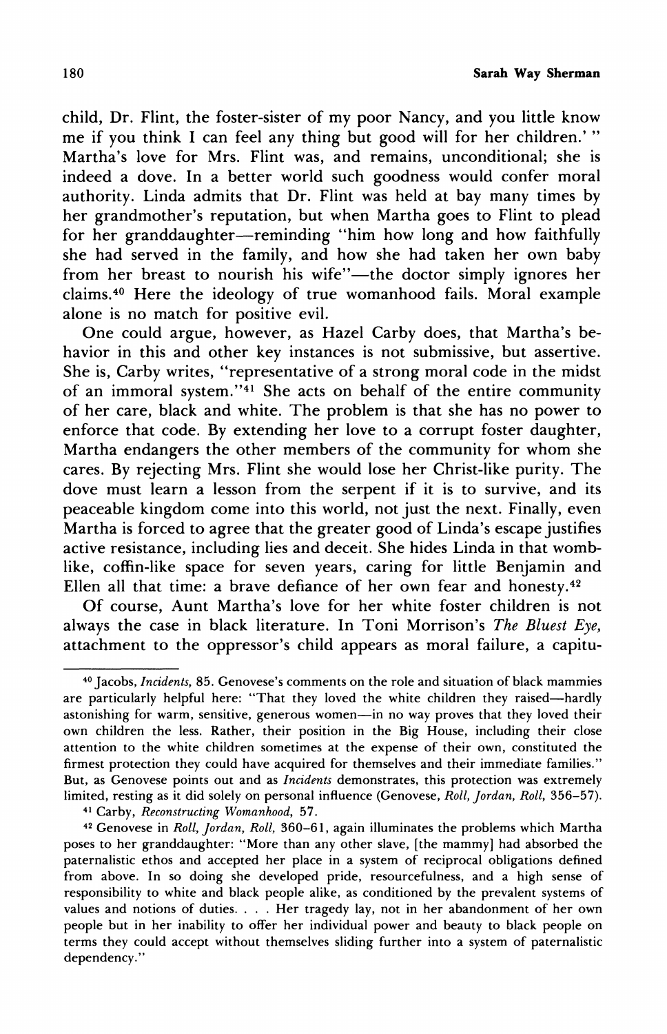child, Dr. Flint, the foster-sister of my poor Nancy, and you little know me if you think I can feel any thing but good will for her children.' " Martha's love for Mrs. Flint was, and remains, unconditional; she is indeed a dove. In a better world such goodness would confer moral authority. Linda admits that Dr. Flint was held at bay many times by her grandmother's reputation, but when Martha goes to Flint to plead for her granddaughter—reminding "him how long and how faithfully she had served in the family, and how she had taken her own baby from her breast to nourish his wife"—the doctor simply ignores her claims.[40] Here the ideology of true womanhood fails. Moral example alone is no match for positive evil.

One could argue, however, as Hazel Carby does, that Martha's behavior in this and other key instances is not submissive, but assertive. She is, Carby writes, "representative of a strong moral code in the midst of an immoral system."[41] She acts on behalf of the entire community of her care, black and white. The problem is that she has no power to enforce that code. By extending her love to a corrupt foster daughter, Martha endangers the other members of the community for whom she cares. By rejecting Mrs. Flint she would lose her Christ-like purity. The dove must learn a lesson from the serpent if it is to survive, and its peaceable kingdom come into this world, not just the next. Finally, even Martha is forced to agree that the greater good of Linda's escape justifies active resistance, including lies and deceit. She hides Linda in that womb-like, coffin-like space for seven years, caring for little Benjamin and Ellen all that time: a brave defiance of her own fear and honesty.[42]

Of course, Aunt Martha's love for her white foster children is not always the case in black literature. In Toni Morrison's *The Bluest Eye*, attachment to the oppressor's child appears as moral failure, a capitu-

---

[40] Jacobs, *Incidents*, 85. Genovese's comments on the role and situation of black mammies are particularly helpful here: "That they loved the white children they raised—hardly astonishing for warm, sensitive, generous women—in no way proves that they loved their own children the less. Rather, their position in the Big House, including their close attention to the white children sometimes at the expense of their own, constituted the firmest protection they could have acquired for themselves and their immediate families." But, as Genovese points out and as *Incidents* demonstrates, this protection was extremely limited, resting as it did solely on personal influence (Genovese, *Roll, Jordan, Roll*, 356–57).

[41] Carby, *Reconstructing Womanhood*, 57.

[42] Genovese in *Roll, Jordan, Roll*, 360–61, again illuminates the problems which Martha poses to her granddaughter: "More than any other slave, [the mammy] had absorbed the paternalistic ethos and accepted her place in a system of reciprocal obligations defined from above. In so doing she developed pride, resourcefulness, and a high sense of responsibility to white and black people alike, as conditioned by the prevalent systems of values and notions of duties. . . . Her tragedy lay, not in her abandonment of her own people but in her inability to offer her individual power and beauty to black people on terms they could accept without themselves sliding further into a system of paternalistic dependency."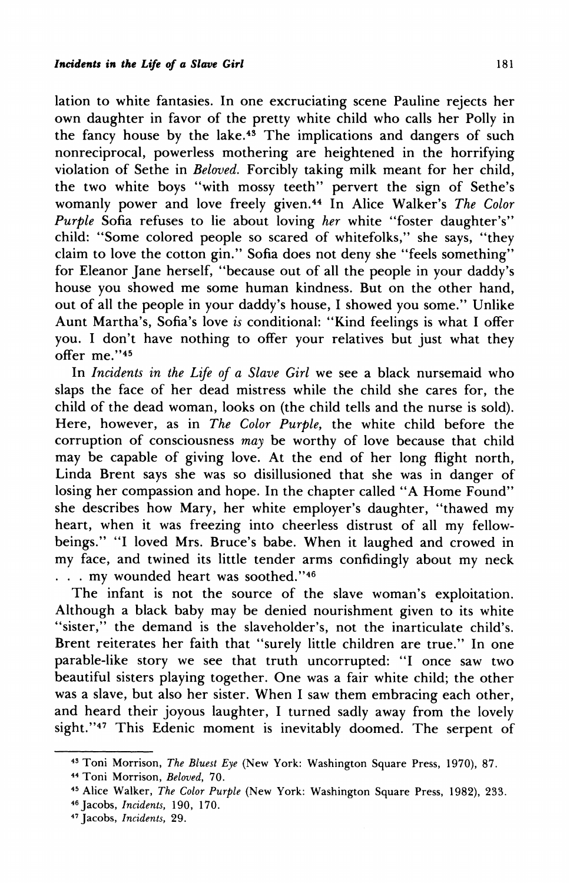lation to white fantasies. In one excruciating scene Pauline rejects her own daughter in favor of the pretty white child who calls her Polly in the fancy house by the lake.[43] The implications and dangers of such nonreciprocal, powerless mothering are heightened in the horrifying violation of Sethe in *Beloved.* Forcibly taking milk meant for her child, the two white boys "with mossy teeth" pervert the sign of Sethe's womanly power and love freely given.[44] In Alice Walker's *The Color Purple* Sofia refuses to lie about loving *her* white "foster daughter's" child: "Some colored people so scared of whitefolks," she says, "they claim to love the cotton gin." Sofia does not deny she "feels something" for Eleanor Jane herself, "because out of all the people in your daddy's house you showed me some human kindness. But on the other hand, out of all the people in your daddy's house, I showed you some." Unlike Aunt Martha's, Sofia's love *is* conditional: "Kind feelings is what I offer you. I don't have nothing to offer your relatives but just what they offer me."[45]

In *Incidents in the Life of a Slave Girl* we see a black nursemaid who slaps the face of her dead mistress while the child she cares for, the child of the dead woman, looks on (the child tells and the nurse is sold). Here, however, as in *The Color Purple,* the white child before the corruption of consciousness *may* be worthy of love because that child may be capable of giving love. At the end of her long flight north, Linda Brent says she was so disillusioned that she was in danger of losing her compassion and hope. In the chapter called "A Home Found" she describes how Mary, her white employer's daughter, "thawed my heart, when it was freezing into cheerless distrust of all my fellow-beings." "I loved Mrs. Bruce's babe. When it laughed and crowed in my face, and twined its little tender arms confidingly about my neck . . . my wounded heart was soothed."[46]

The infant is not the source of the slave woman's exploitation. Although a black baby may be denied nourishment given to its white "sister," the demand is the slaveholder's, not the inarticulate child's. Brent reiterates her faith that "surely little children are true." In one parable-like story we see that truth uncorrupted: "I once saw two beautiful sisters playing together. One was a fair white child; the other was a slave, but also her sister. When I saw them embracing each other, and heard their joyous laughter, I turned sadly away from the lovely sight."[47] This Edenic moment is inevitably doomed. The serpent of

---

[43] Toni Morrison, *The Bluest Eye* (New York: Washington Square Press, 1970), 87.

[44] Toni Morrison, *Beloved,* 70.

[45] Alice Walker, *The Color Purple* (New York: Washington Square Press, 1982), 233.

[46] Jacobs, *Incidents,* 190, 170.

[47] Jacobs, *Incidents,* 29.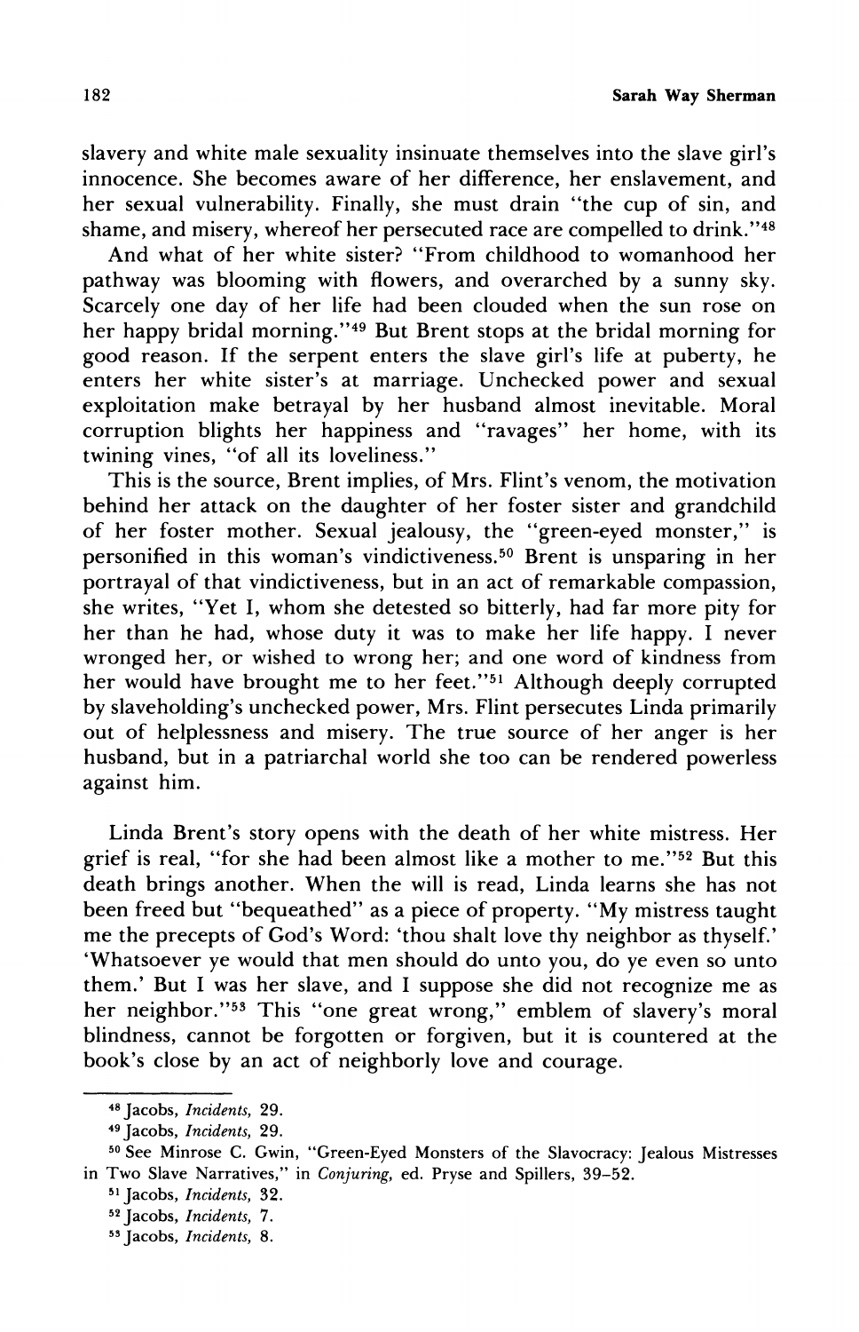slavery and white male sexuality insinuate themselves into the slave girl's innocence. She becomes aware of her difference, her enslavement, and her sexual vulnerability. Finally, she must drain "the cup of sin, and shame, and misery, whereof her persecuted race are compelled to drink."[48]

And what of her white sister? "From childhood to womanhood her pathway was blooming with flowers, and overarched by a sunny sky. Scarcely one day of her life had been clouded when the sun rose on her happy bridal morning."[49] But Brent stops at the bridal morning for good reason. If the serpent enters the slave girl's life at puberty, he enters her white sister's at marriage. Unchecked power and sexual exploitation make betrayal by her husband almost inevitable. Moral corruption blights her happiness and "ravages" her home, with its twining vines, "of all its loveliness."

This is the source, Brent implies, of Mrs. Flint's venom, the motivation behind her attack on the daughter of her foster sister and grandchild of her foster mother. Sexual jealousy, the "green-eyed monster," is personified in this woman's vindictiveness.[50] Brent is unsparing in her portrayal of that vindictiveness, but in an act of remarkable compassion, she writes, "Yet I, whom she detested so bitterly, had far more pity for her than he had, whose duty it was to make her life happy. I never wronged her, or wished to wrong her; and one word of kindness from her would have brought me to her feet."[51] Although deeply corrupted by slaveholding's unchecked power, Mrs. Flint persecutes Linda primarily out of helplessness and misery. The true source of her anger is her husband, but in a patriarchal world she too can be rendered powerless against him.

Linda Brent's story opens with the death of her white mistress. Her grief is real, "for she had been almost like a mother to me."[52] But this death brings another. When the will is read, Linda learns she has not been freed but "bequeathed" as a piece of property. "My mistress taught me the precepts of God's Word: 'thou shalt love thy neighbor as thyself.' 'Whatsoever ye would that men should do unto you, do ye even so unto them.' But I was her slave, and I suppose she did not recognize me as her neighbor."[53] This "one great wrong," emblem of slavery's moral blindness, cannot be forgotten or forgiven, but it is countered at the book's close by an act of neighborly love and courage.

---

[48] Jacobs, *Incidents*, 29.

[49] Jacobs, *Incidents*, 29.

[50] See Minrose C. Gwin, "Green-Eyed Monsters of the Slavocracy: Jealous Mistresses in Two Slave Narratives," in *Conjuring*, ed. Pryse and Spillers, 39–52.

[51] Jacobs, *Incidents*, 32.

[52] Jacobs, *Incidents*, 7.

[53] Jacobs, *Incidents*, 8.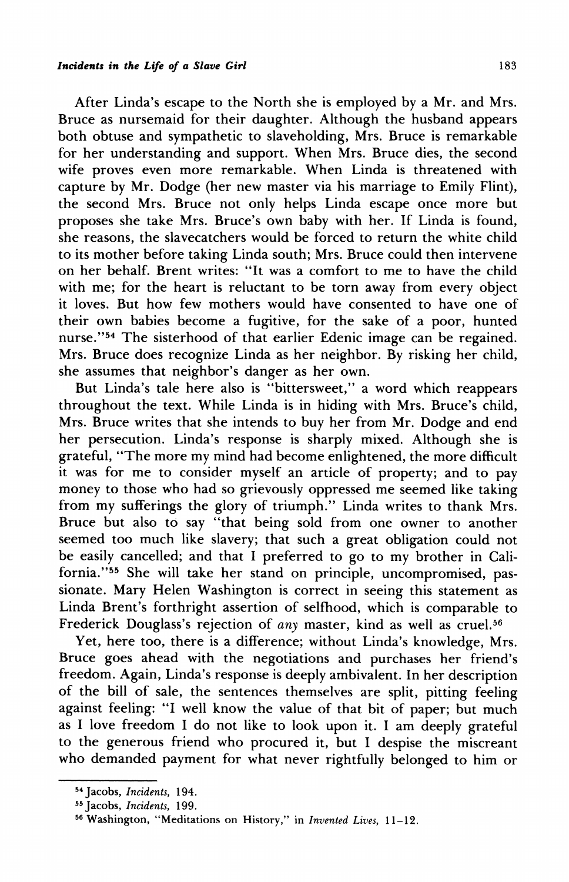After Linda's escape to the North she is employed by a Mr. and Mrs. Bruce as nursemaid for their daughter. Although the husband appears both obtuse and sympathetic to slaveholding, Mrs. Bruce is remarkable for her understanding and support. When Mrs. Bruce dies, the second wife proves even more remarkable. When Linda is threatened with capture by Mr. Dodge (her new master via his marriage to Emily Flint), the second Mrs. Bruce not only helps Linda escape once more but proposes she take Mrs. Bruce's own baby with her. If Linda is found, she reasons, the slavecatchers would be forced to return the white child to its mother before taking Linda south; Mrs. Bruce could then intervene on her behalf. Brent writes: "It was a comfort to me to have the child with me; for the heart is reluctant to be torn away from every object it loves. But how few mothers would have consented to have one of their own babies become a fugitive, for the sake of a poor, hunted nurse."[54] The sisterhood of that earlier Edenic image can be regained. Mrs. Bruce does recognize Linda as her neighbor. By risking her child, she assumes that neighbor's danger as her own.

But Linda's tale here also is "bittersweet," a word which reappears throughout the text. While Linda is in hiding with Mrs. Bruce's child, Mrs. Bruce writes that she intends to buy her from Mr. Dodge and end her persecution. Linda's response is sharply mixed. Although she is grateful, "The more my mind had become enlightened, the more difficult it was for me to consider myself an article of property; and to pay money to those who had so grievously oppressed me seemed like taking from my sufferings the glory of triumph." Linda writes to thank Mrs. Bruce but also to say "that being sold from one owner to another seemed too much like slavery; that such a great obligation could not be easily cancelled; and that I preferred to go to my brother in California."[55] She will take her stand on principle, uncompromised, passionate. Mary Helen Washington is correct in seeing this statement as Linda Brent's forthright assertion of selfhood, which is comparable to Frederick Douglass's rejection of *any* master, kind as well as cruel.[56]

Yet, here too, there is a difference; without Linda's knowledge, Mrs. Bruce goes ahead with the negotiations and purchases her friend's freedom. Again, Linda's response is deeply ambivalent. In her description of the bill of sale, the sentences themselves are split, pitting feeling against feeling: "I well know the value of that bit of paper; but much as I love freedom I do not like to look upon it. I am deeply grateful to the generous friend who procured it, but I despise the miscreant who demanded payment for what never rightfully belonged to him or

---

[54] Jacobs, *Incidents*, 194.

[55] Jacobs, *Incidents*, 199.

[56] Washington, "Meditations on History," in *Invented Lives*, 11–12.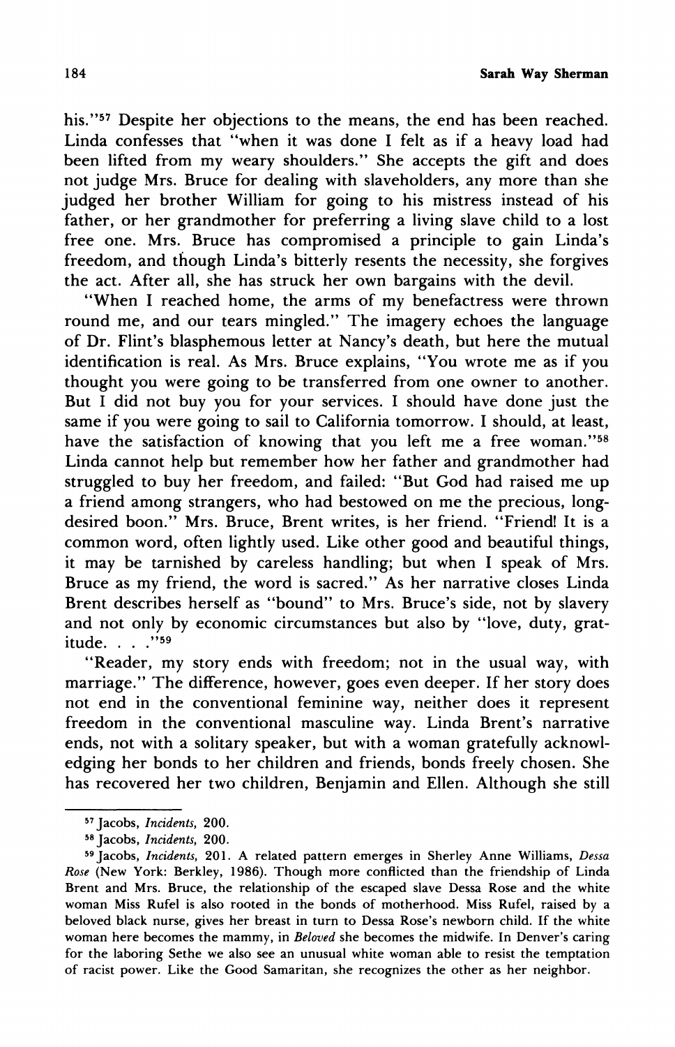his."[57] Despite her objections to the means, the end has been reached. Linda confesses that "when it was done I felt as if a heavy load had been lifted from my weary shoulders." She accepts the gift and does not judge Mrs. Bruce for dealing with slaveholders, any more than she judged her brother William for going to his mistress instead of his father, or her grandmother for preferring a living slave child to a lost free one. Mrs. Bruce has compromised a principle to gain Linda's freedom, and though Linda's bitterly resents the necessity, she forgives the act. After all, she has struck her own bargains with the devil.

"When I reached home, the arms of my benefactress were thrown round me, and our tears mingled." The imagery echoes the language of Dr. Flint's blasphemous letter at Nancy's death, but here the mutual identification is real. As Mrs. Bruce explains, "You wrote me as if you thought you were going to be transferred from one owner to another. But I did not buy you for your services. I should have done just the same if you were going to sail to California tomorrow. I should, at least, have the satisfaction of knowing that you left me a free woman."[58] Linda cannot help but remember how her father and grandmother had struggled to buy her freedom, and failed: "But God had raised me up a friend among strangers, who had bestowed on me the precious, long-desired boon." Mrs. Bruce, Brent writes, is her friend. "Friend! It is a common word, often lightly used. Like other good and beautiful things, it may be tarnished by careless handling; but when I speak of Mrs. Bruce as my friend, the word is sacred." As her narrative closes Linda Brent describes herself as "bound" to Mrs. Bruce's side, not by slavery and not only by economic circumstances but also by "love, duty, gratitude. . . ."[59]

"Reader, my story ends with freedom; not in the usual way, with marriage." The difference, however, goes even deeper. If her story does not end in the conventional feminine way, neither does it represent freedom in the conventional masculine way. Linda Brent's narrative ends, not with a solitary speaker, but with a woman gratefully acknowledging her bonds to her children and friends, bonds freely chosen. She has recovered her two children, Benjamin and Ellen. Although she still

---

[57] Jacobs, *Incidents*, 200.

[58] Jacobs, *Incidents*, 200.

[59] Jacobs, *Incidents*, 201. A related pattern emerges in Sherley Anne Williams, *Dessa Rose* (New York: Berkley, 1986). Though more conflicted than the friendship of Linda Brent and Mrs. Bruce, the relationship of the escaped slave Dessa Rose and the white woman Miss Rufel is also rooted in the bonds of motherhood. Miss Rufel, raised by a beloved black nurse, gives her breast in turn to Dessa Rose's newborn child. If the white woman here becomes the mammy, in *Beloved* she becomes the midwife. In Denver's caring for the laboring Sethe we also see an unusual white woman able to resist the temptation of racist power. Like the Good Samaritan, she recognizes the other as her neighbor.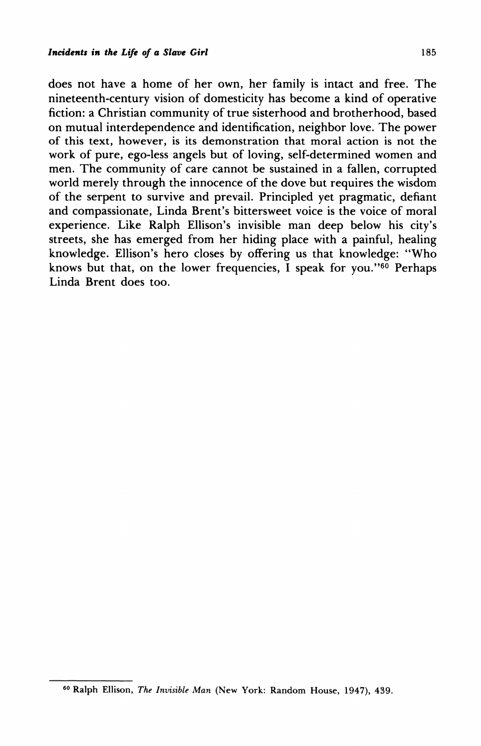does not have a home of her own, her family is intact and free. The nineteenth-century vision of domesticity has become a kind of operative fiction: a Christian community of true sisterhood and brotherhood, based on mutual interdependence and identification, neighbor love. The power of this text, however, is its demonstration that moral action is not the work of pure, ego-less angels but of loving, self-determined women and men. The community of care cannot be sustained in a fallen, corrupted world merely through the innocence of the dove but requires the wisdom of the serpent to survive and prevail. Principled yet pragmatic, defiant and compassionate, Linda Brent's bittersweet voice is the voice of moral experience. Like Ralph Ellison's invisible man deep below his city's streets, she has emerged from her hiding place with a painful, healing knowledge. Ellison's hero closes by offering us that knowledge: "Who knows but that, on the lower frequencies, I speak for you."[60] Perhaps Linda Brent does too.

---

[60] Ralph Ellison, *The Invisible Man* (New York: Random House, 1947), 439.